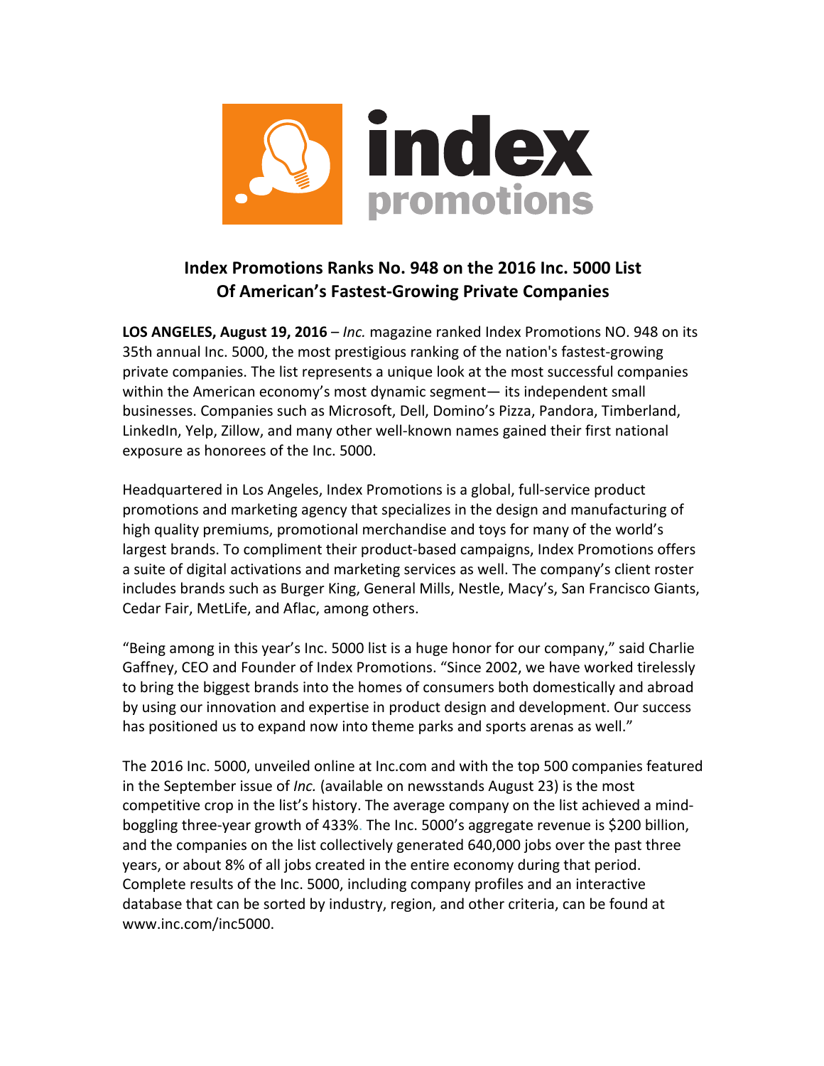index promotions

# Index Promotions Ranks No. 948 on the 2016 Inc. 5000 List Of American's Fastest-Growing Private Companies

**LOS ANGELES, August 19, 2016** – *Inc.* magazine ranked Index Promotions NO. 948 on its 35th annual Inc. 5000, the most prestigious ranking of the nation's fastest-growing private companies. The list represents a unique look at the most successful companies within the American economy's most dynamic segment— its independent small businesses. Companies such as Microsoft, Dell, Domino's Pizza, Pandora, Timberland, LinkedIn, Yelp, Zillow, and many other well-known names gained their first national exposure as honorees of the Inc. 5000.

Headquartered in Los Angeles, Index Promotions is a global, full-service product promotions and marketing agency that specializes in the design and manufacturing of high quality premiums, promotional merchandise and toys for many of the world's largest brands. To compliment their product-based campaigns, Index Promotions offers a suite of digital activations and marketing services as well. The company's client roster includes brands such as Burger King, General Mills, Nestle, Macy's, San Francisco Giants, Cedar Fair, MetLife, and Aflac, among others.

"Being among in this year's Inc. 5000 list is a huge honor for our company," said Charlie Gaffney, CEO and Founder of Index Promotions. "Since 2002, we have worked tirelessly to bring the biggest brands into the homes of consumers both domestically and abroad by using our innovation and expertise in product design and development. Our success has positioned us to expand now into theme parks and sports arenas as well."

The 2016 Inc. 5000, unveiled online at Inc.com and with the top 500 companies featured in the September issue of *Inc.* (available on newsstands August 23) is the most competitive crop in the list's history. The average company on the list achieved a mind-boggling three-year growth of 433%. The Inc. 5000's aggregate revenue is $200 billion, and the companies on the list collectively generated 640,000 jobs over the past three years, or about 8% of all jobs created in the entire economy during that period. Complete results of the Inc. 5000, including company profiles and an interactive database that can be sorted by industry, region, and other criteria, can be found at www.inc.com/inc5000.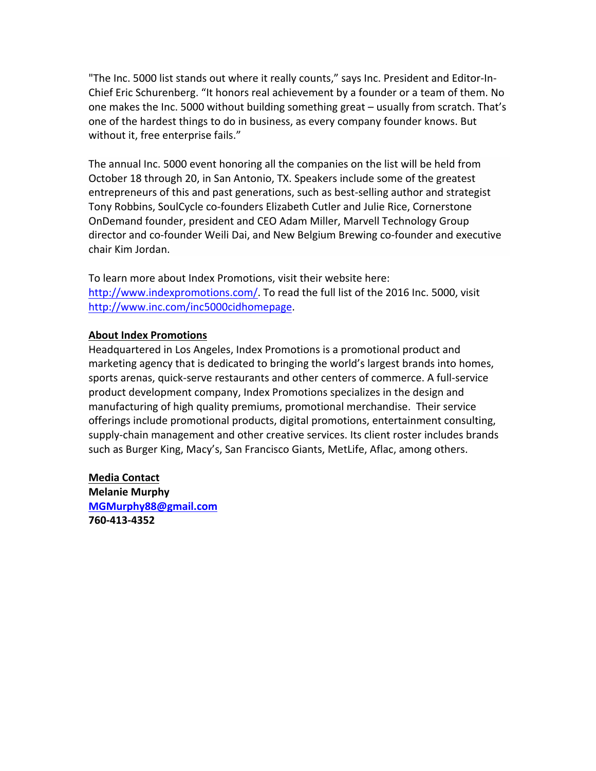"The Inc. 5000 list stands out where it really counts," says Inc. President and Editor-In-Chief Eric Schurenberg. "It honors real achievement by a founder or a team of them. No one makes the Inc. 5000 without building something great – usually from scratch. That's one of the hardest things to do in business, as every company founder knows. But without it, free enterprise fails."

The annual Inc. 5000 event honoring all the companies on the list will be held from October 18 through 20, in San Antonio, TX. Speakers include some of the greatest entrepreneurs of this and past generations, such as best-selling author and strategist Tony Robbins, SoulCycle co-founders Elizabeth Cutler and Julie Rice, Cornerstone OnDemand founder, president and CEO Adam Miller, Marvell Technology Group director and co-founder Weili Dai, and New Belgium Brewing co-founder and executive chair Kim Jordan.

To learn more about Index Promotions, visit their website here: [http://www.indexpromotions.com/](http://www.indexpromotions.com/). To read the full list of the 2016 Inc. 5000, visit [http://www.inc.com/inc5000cidhomepage](http://www.inc.com/inc5000cidhomepage).

**About Index Promotions**

Headquartered in Los Angeles, Index Promotions is a promotional product and marketing agency that is dedicated to bringing the world's largest brands into homes, sports arenas, quick-serve restaurants and other centers of commerce. A full-service product development company, Index Promotions specializes in the design and manufacturing of high quality premiums, promotional merchandise. Their service offerings include promotional products, digital promotions, entertainment consulting, supply-chain management and other creative services. Its client roster includes brands such as Burger King, Macy's, San Francisco Giants, MetLife, Aflac, among others.

**Media Contact**

**Melanie Murphy**
**[MGMurphy88@gmail.com](mailto:MGMurphy88@gmail.com)**
**760-413-4352**